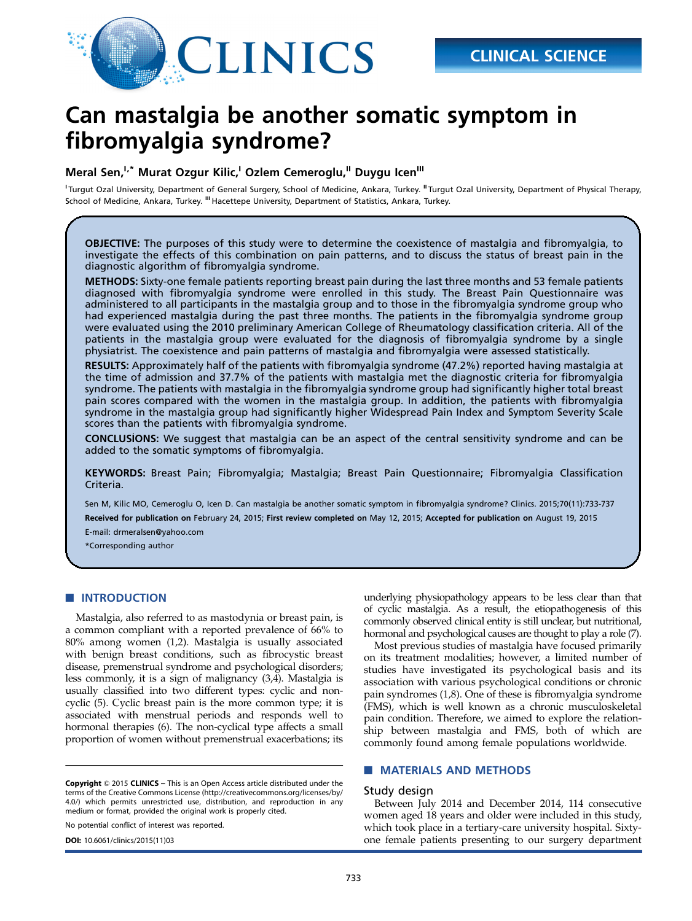CLINICAL SCIENCE

# Can mastalgia be another somatic symptom in fibromyalgia syndrome?

**Meral Sen,[I,*] Murat Ozgur Kilic,[I] Ozlem Cemeroglu,[II] Duygu Icen[III]**

[I]Turgut Ozal University, Department of General Surgery, School of Medicine, Ankara, Turkey. [II]Turgut Ozal University, Department of Physical Therapy, School of Medicine, Ankara, Turkey. [III]Hacettepe University, Department of Statistics, Ankara, Turkey.

**OBJECTIVE:** The purposes of this study were to determine the coexistence of mastalgia and fibromyalgia, to investigate the effects of this combination on pain patterns, and to discuss the status of breast pain in the diagnostic algorithm of fibromyalgia syndrome.

**METHODS:** Sixty-one female patients reporting breast pain during the last three months and 53 female patients diagnosed with fibromyalgia syndrome were enrolled in this study. The Breast Pain Questionnaire was administered to all participants in the mastalgia group and to those in the fibromyalgia syndrome group who had experienced mastalgia during the past three months. The patients in the fibromyalgia syndrome group were evaluated using the 2010 preliminary American College of Rheumatology classification criteria. All of the patients in the mastalgia group were evaluated for the diagnosis of fibromyalgia syndrome by a single physiatrist. The coexistence and pain patterns of mastalgia and fibromyalgia were assessed statistically.

**RESULTS:** Approximately half of the patients with fibromyalgia syndrome (47.2%) reported having mastalgia at the time of admission and 37.7% of the patients with mastalgia met the diagnostic criteria for fibromyalgia syndrome. The patients with mastalgia in the fibromyalgia syndrome group had significantly higher total breast pain scores compared with the women in the mastalgia group. In addition, the patients with fibromyalgia syndrome in the mastalgia group had significantly higher Widespread Pain Index and Symptom Severity Scale scores than the patients with fibromyalgia syndrome.

**CONCLUSİONS:** We suggest that mastalgia can be an aspect of the central sensitivity syndrome and can be added to the somatic symptoms of fibromyalgia.

**KEYWORDS:** Breast Pain; Fibromyalgia; Mastalgia; Breast Pain Questionnaire; Fibromyalgia Classification Criteria.

Sen M, Kilic MO, Cemeroglu O, Icen D. Can mastalgia be another somatic symptom in fibromyalgia syndrome? Clinics. 2015;70(11):733-737

**Received for publication on** February 24, 2015; **First review completed on** May 12, 2015; **Accepted for publication on** August 19, 2015

E-mail: drmeralsen@yahoo.com

*Corresponding author

## INTRODUCTION

Mastalgia, also referred to as mastodynia or breast pain, is a common compliant with a reported prevalence of 66% to 80% among women (1,2). Mastalgia is usually associated with benign breast conditions, such as fibrocystic breast disease, premenstrual syndrome and psychological disorders; less commonly, it is a sign of malignancy (3,4). Mastalgia is usually classified into two different types: cyclic and non-cyclic (5). Cyclic breast pain is the more common type; it is associated with menstrual periods and responds well to hormonal therapies (6). The non-cyclical type affects a small proportion of women without premenstrual exacerbations; its underlying physiopathology appears to be less clear than that of cyclic mastalgia. As a result, the etiopathogenesis of this commonly observed clinical entity is still unclear, but nutritional, hormonal and psychological causes are thought to play a role (7).

Most previous studies of mastalgia have focused primarily on its treatment modalities; however, a limited number of studies have investigated its psychological basis and its association with various psychological conditions or chronic pain syndromes (1,8). One of these is fibromyalgia syndrome (FMS), which is well known as a chronic musculoskeletal pain condition. Therefore, we aimed to explore the relationship between mastalgia and FMS, both of which are commonly found among female populations worldwide.

## MATERIALS AND METHODS

### Study design

Between July 2014 and December 2014, 114 consecutive women aged 18 years and older were included in this study, which took place in a tertiary-care university hospital. Sixty-one female patients presenting to our surgery department

**Copyright** © 2015 **CLINICS** – This is an Open Access article distributed under the terms of the Creative Commons License (http://creativecommons.org/licenses/by/4.0/) which permits unrestricted use, distribution, and reproduction in any medium or format, provided the original work is properly cited.

No potential conflict of interest was reported.

**DOI:** 10.6061/clinics/2015(11)03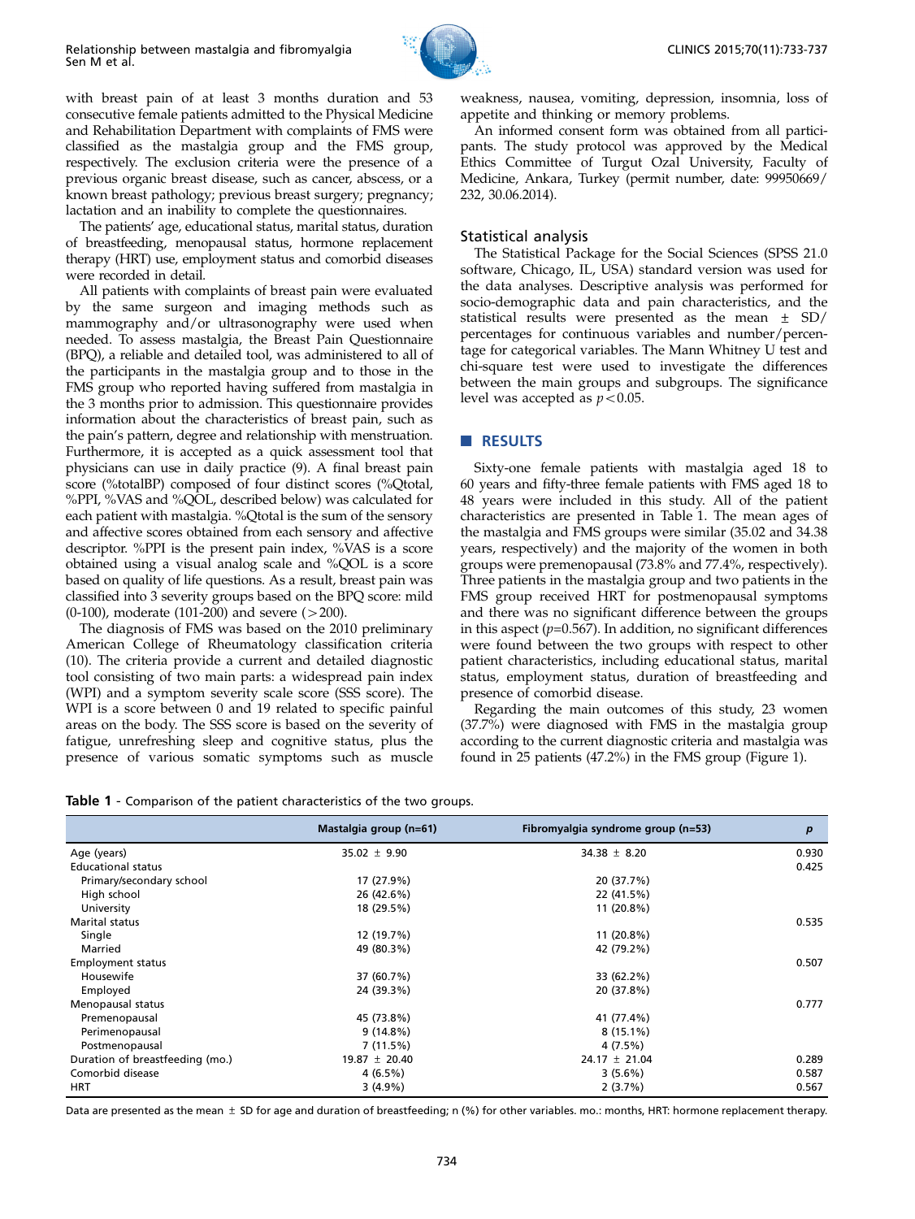with breast pain of at least 3 months duration and 53 consecutive female patients admitted to the Physical Medicine and Rehabilitation Department with complaints of FMS were classified as the mastalgia group and the FMS group, respectively. The exclusion criteria were the presence of a previous organic breast disease, such as cancer, abscess, or a known breast pathology; previous breast surgery; pregnancy; lactation and an inability to complete the questionnaires.

The patients' age, educational status, marital status, duration of breastfeeding, menopausal status, hormone replacement therapy (HRT) use, employment status and comorbid diseases were recorded in detail.

All patients with complaints of breast pain were evaluated by the same surgeon and imaging methods such as mammography and/or ultrasonography were used when needed. To assess mastalgia, the Breast Pain Questionnaire (BPQ), a reliable and detailed tool, was administered to all of the participants in the mastalgia group and to those in the FMS group who reported having suffered from mastalgia in the 3 months prior to admission. This questionnaire provides information about the characteristics of breast pain, such as the pain's pattern, degree and relationship with menstruation. Furthermore, it is accepted as a quick assessment tool that physicians can use in daily practice (9). A final breast pain score (%totalBP) composed of four distinct scores (%Qtotal, %PPI, %VAS and %QOL, described below) was calculated for each patient with mastalgia. %Qtotal is the sum of the sensory and affective scores obtained from each sensory and affective descriptor. %PPI is the present pain index, %VAS is a score obtained using a visual analog scale and %QOL is a score based on quality of life questions. As a result, breast pain was classified into 3 severity groups based on the BPQ score: mild (0-100), moderate (101-200) and severe (>200).

The diagnosis of FMS was based on the 2010 preliminary American College of Rheumatology classification criteria (10). The criteria provide a current and detailed diagnostic tool consisting of two main parts: a widespread pain index (WPI) and a symptom severity scale score (SSS score). The WPI is a score between 0 and 19 related to specific painful areas on the body. The SSS score is based on the severity of fatigue, unrefreshing sleep and cognitive status, plus the presence of various somatic symptoms such as muscle weakness, nausea, vomiting, depression, insomnia, loss of appetite and thinking or memory problems.

An informed consent form was obtained from all participants. The study protocol was approved by the Medical Ethics Committee of Turgut Ozal University, Faculty of Medicine, Ankara, Turkey (permit number, date: 99950669/232, 30.06.2014).

## Statistical analysis

The Statistical Package for the Social Sciences (SPSS 21.0 software, Chicago, IL, USA) standard version was used for the data analyses. Descriptive analysis was performed for socio-demographic data and pain characteristics, and the statistical results were presented as the mean ± SD/percentages for continuous variables and number/percentage for categorical variables. The Mann Whitney U test and chi-square test were used to investigate the differences between the main groups and subgroups. The significance level was accepted as $p<0.05$.

## RESULTS

Sixty-one female patients with mastalgia aged 18 to 60 years and fifty-three female patients with FMS aged 18 to 48 years were included in this study. All of the patient characteristics are presented in Table 1. The mean ages of the mastalgia and FMS groups were similar (35.02 and 34.38 years, respectively) and the majority of the women in both groups were premenopausal (73.8% and 77.4%, respectively). Three patients in the mastalgia group and two patients in the FMS group received HRT for postmenopausal symptoms and there was no significant difference between the groups in this aspect ($p$=0.567). In addition, no significant differences were found between the two groups with respect to other patient characteristics, including educational status, marital status, employment status, duration of breastfeeding and presence of comorbid disease.

Regarding the main outcomes of this study, 23 women (37.7%) were diagnosed with FMS in the mastalgia group according to the current diagnostic criteria and mastalgia was found in 25 patients (47.2%) in the FMS group (Figure 1).

**Table 1** - Comparison of the patient characteristics of the two groups.

| | Mastalgia group (n=61) | Fibromyalgia syndrome group (n=53) | *p* |
|---|---|---|---|
| Age (years) | 35.02 ± 9.90 | 34.38 ± 8.20 | 0.930 |
| Educational status | | | 0.425 |
| Primary/secondary school | 17 (27.9%) | 20 (37.7%) | |
| High school | 26 (42.6%) | 22 (41.5%) | |
| University | 18 (29.5%) | 11 (20.8%) | |
| Marital status | | | 0.535 |
| Single | 12 (19.7%) | 11 (20.8%) | |
| Married | 49 (80.3%) | 42 (79.2%) | |
| Employment status | | | 0.507 |
| Housewife | 37 (60.7%) | 33 (62.2%) | |
| Employed | 24 (39.3%) | 20 (37.8%) | |
| Menopausal status | | | 0.777 |
| Premenopausal | 45 (73.8%) | 41 (77.4%) | |
| Perimenopausal | 9 (14.8%) | 8 (15.1%) | |
| Postmenopausal | 7 (11.5%) | 4 (7.5%) | |
| Duration of breastfeeding (mo.) | 19.87 ± 20.40 | 24.17 ± 21.04 | 0.289 |
| Comorbid disease | 4 (6.5%) | 3 (5.6%) | 0.587 |
| HRT | 3 (4.9%) | 2 (3.7%) | 0.567 |

Data are presented as the mean ± SD for age and duration of breastfeeding; n (%) for other variables. mo.: months, HRT: hormone replacement therapy.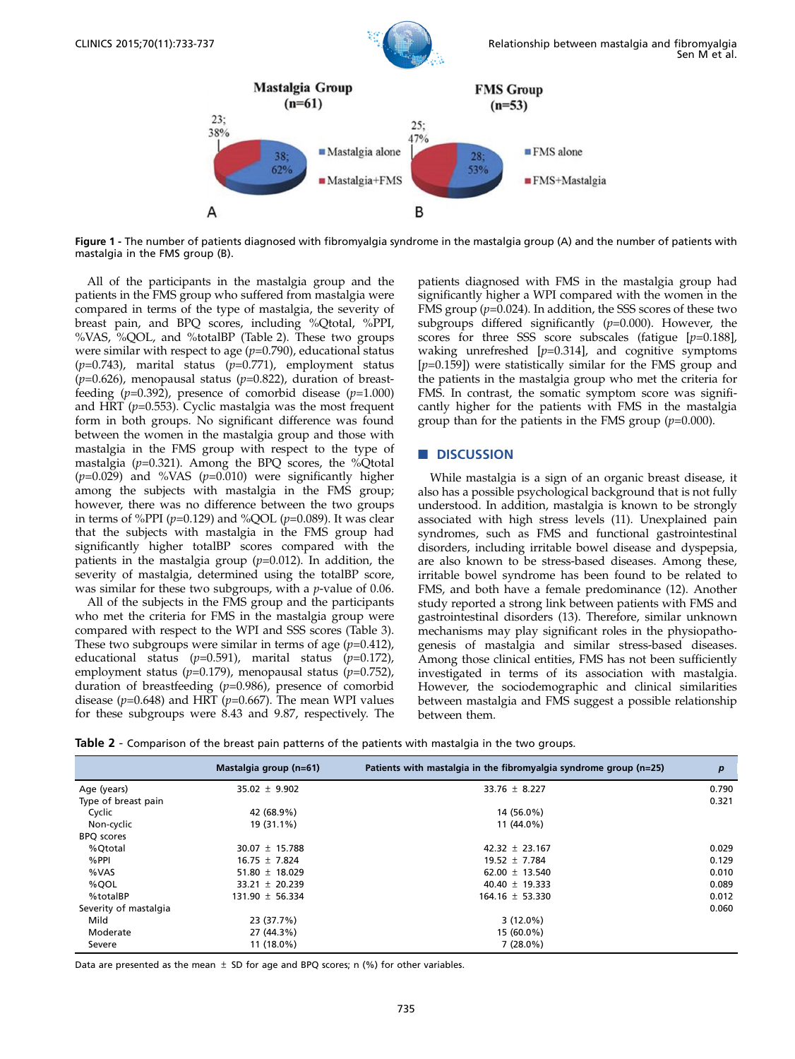Figure 1 - The number of patients diagnosed with fibromyalgia syndrome in the mastalgia group (A) and the number of patients with mastalgia in the FMS group (B).

All of the participants in the mastalgia group and the patients in the FMS group who suffered from mastalgia were compared in terms of the type of mastalgia, the severity of breast pain, and BPQ scores, including %Qtotal, %PPI, %VAS, %QOL, and %totalBP (Table 2). These two groups were similar with respect to age ($p$=0.790), educational status ($p$=0.743), marital status ($p$=0.771), employment status ($p$=0.626), menopausal status ($p$=0.822), duration of breast-feeding ($p$=0.392), presence of comorbid disease ($p$=1.000) and HRT ($p$=0.553). Cyclic mastalgia was the most frequent form in both groups. No significant difference was found between the women in the mastalgia group and those with mastalgia in the FMS group with respect to the type of mastalgia ($p$=0.321). Among the BPQ scores, the %Qtotal ($p$=0.029) and %VAS ($p$=0.010) were significantly higher among the subjects with mastalgia in the FMS group; however, there was no difference between the two groups in terms of %PPI ($p$=0.129) and %QOL ($p$=0.089). It was clear that the subjects with mastalgia in the FMS group had significantly higher totalBP scores compared with the patients in the mastalgia group ($p$=0.012). In addition, the severity of mastalgia, determined using the totalBP score, was similar for these two subgroups, with a $p$-value of 0.06.

All of the subjects in the FMS group and the participants who met the criteria for FMS in the mastalgia group were compared with respect to the WPI and SSS scores (Table 3). These two subgroups were similar in terms of age ($p$=0.412), educational status ($p$=0.591), marital status ($p$=0.172), employment status ($p$=0.179), menopausal status ($p$=0.752), duration of breastfeeding ($p$=0.986), presence of comorbid disease ($p$=0.648) and HRT ($p$=0.667). The mean WPI values for these subgroups were 8.43 and 9.87, respectively. The patients diagnosed with FMS in the mastalgia group had significantly higher a WPI compared with the women in the FMS group ($p$=0.024). In addition, the SSS scores of these two subgroups differed significantly ($p$=0.000). However, the scores for three SSS score subscales (fatigue [$p$=0.188], waking unrefreshed [$p$=0.314], and cognitive symptoms [$p$=0.159]) were statistically similar for the FMS group and the patients in the mastalgia group who met the criteria for FMS. In contrast, the somatic symptom score was significantly higher for the patients with FMS in the mastalgia group than for the patients in the FMS group ($p$=0.000).

## DISCUSSION

While mastalgia is a sign of an organic breast disease, it also has a possible psychological background that is not fully understood. In addition, mastalgia is known to be strongly associated with high stress levels (11). Unexplained pain syndromes, such as FMS and functional gastrointestinal disorders, including irritable bowel disease and dyspepsia, are also known to be stress-based diseases. Among these, irritable bowel syndrome has been found to be related to FMS, and both have a female predominance (12). Another study reported a strong link between patients with FMS and gastrointestinal disorders (13). Therefore, similar unknown mechanisms may play significant roles in the physiopathogenesis of mastalgia and similar stress-based diseases. Among those clinical entities, FMS has not been sufficiently investigated in terms of its association with mastalgia. However, the sociodemographic and clinical similarities between mastalgia and FMS suggest a possible relationship between them.

Table 2 - Comparison of the breast pain patterns of the patients with mastalgia in the two groups.

| | Mastalgia group (n=61) | Patients with mastalgia in the fibromyalgia syndrome group (n=25) | p |
|---|---|---|---|
| Age (years) | 35.02 ± 9.902 | 33.76 ± 8.227 | 0.790 |
| Type of breast pain | | | 0.321 |
| Cyclic | 42 (68.9%) | 14 (56.0%) | |
| Non-cyclic | 19 (31.1%) | 11 (44.0%) | |
| BPQ scores | | | |
| %Qtotal | 30.07 ± 15.788 | 42.32 ± 23.167 | 0.029 |
| %PPI | 16.75 ± 7.824 | 19.52 ± 7.784 | 0.129 |
| %VAS | 51.80 ± 18.029 | 62.00 ± 13.540 | 0.010 |
| %QOL | 33.21 ± 20.239 | 40.40 ± 19.333 | 0.089 |
| %totalBP | 131.90 ± 56.334 | 164.16 ± 53.330 | 0.012 |
| Severity of mastalgia | | | 0.060 |
| Mild | 23 (37.7%) | 3 (12.0%) | |
| Moderate | 27 (44.3%) | 15 (60.0%) | |
| Severe | 11 (18.0%) | 7 (28.0%) | |

Data are presented as the mean ± SD for age and BPQ scores; n (%) for other variables.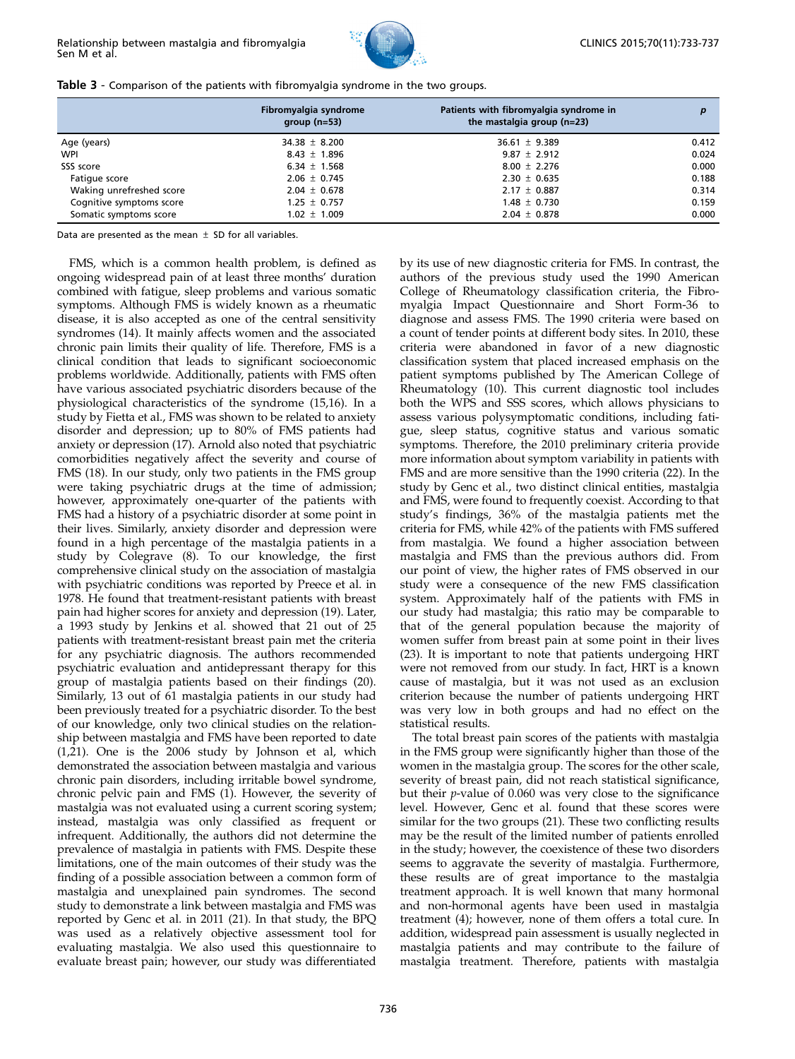**Table 3** - Comparison of the patients with fibromyalgia syndrome in the two groups.

| | Fibromyalgia syndrome group (n=53) | Patients with fibromyalgia syndrome in the mastalgia group (n=23) | *p* |
|---|---|---|---|
| Age (years) | 34.38 ± 8.200 | 36.61 ± 9.389 | 0.412 |
| WPI | 8.43 ± 1.896 | 9.87 ± 2.912 | 0.024 |
| SSS score | 6.34 ± 1.568 | 8.00 ± 2.276 | 0.000 |
| Fatigue score | 2.06 ± 0.745 | 2.30 ± 0.635 | 0.188 |
| Waking unrefreshed score | 2.04 ± 0.678 | 2.17 ± 0.887 | 0.314 |
| Cognitive symptoms score | 1.25 ± 0.757 | 1.48 ± 0.730 | 0.159 |
| Somatic symptoms score | 1.02 ± 1.009 | 2.04 ± 0.878 | 0.000 |

Data are presented as the mean ± SD for all variables.

FMS, which is a common health problem, is defined as ongoing widespread pain of at least three months' duration combined with fatigue, sleep problems and various somatic symptoms. Although FMS is widely known as a rheumatic disease, it is also accepted as one of the central sensitivity syndromes (14). It mainly affects women and the associated chronic pain limits their quality of life. Therefore, FMS is a clinical condition that leads to significant socioeconomic problems worldwide. Additionally, patients with FMS often have various associated psychiatric disorders because of the physiological characteristics of the syndrome (15,16). In a study by Fietta et al., FMS was shown to be related to anxiety disorder and depression; up to 80% of FMS patients had anxiety or depression (17). Arnold also noted that psychiatric comorbidities negatively affect the severity and course of FMS (18). In our study, only two patients in the FMS group were taking psychiatric drugs at the time of admission; however, approximately one-quarter of the patients with FMS had a history of a psychiatric disorder at some point in their lives. Similarly, anxiety disorder and depression were found in a high percentage of the mastalgia patients in a study by Colegrave (8). To our knowledge, the first comprehensive clinical study on the association of mastalgia with psychiatric conditions was reported by Preece et al. in 1978. He found that treatment-resistant patients with breast pain had higher scores for anxiety and depression (19). Later, a 1993 study by Jenkins et al. showed that 21 out of 25 patients with treatment-resistant breast pain met the criteria for any psychiatric diagnosis. The authors recommended psychiatric evaluation and antidepressant therapy for this group of mastalgia patients based on their findings (20). Similarly, 13 out of 61 mastalgia patients in our study had been previously treated for a psychiatric disorder. To the best of our knowledge, only two clinical studies on the relationship between mastalgia and FMS have been reported to date (1,21). One is the 2006 study by Johnson et al, which demonstrated the association between mastalgia and various chronic pain disorders, including irritable bowel syndrome, chronic pelvic pain and FMS (1). However, the severity of mastalgia was not evaluated using a current scoring system; instead, mastalgia was only classified as frequent or infrequent. Additionally, the authors did not determine the prevalence of mastalgia in patients with FMS. Despite these limitations, one of the main outcomes of their study was the finding of a possible association between a common form of mastalgia and unexplained pain syndromes. The second study to demonstrate a link between mastalgia and FMS was reported by Genc et al. in 2011 (21). In that study, the BPQ was used as a relatively objective assessment tool for evaluating mastalgia. We also used this questionnaire to evaluate breast pain; however, our study was differentiated by its use of new diagnostic criteria for FMS. In contrast, the authors of the previous study used the 1990 American College of Rheumatology classification criteria, the Fibromyalgia Impact Questionnaire and Short Form-36 to diagnose and assess FMS. The 1990 criteria were based on a count of tender points at different body sites. In 2010, these criteria were abandoned in favor of a new diagnostic classification system that placed increased emphasis on the patient symptoms published by The American College of Rheumatology (10). This current diagnostic tool includes both the WPS and SSS scores, which allows physicians to assess various polysymptomatic conditions, including fatigue, sleep status, cognitive status and various somatic symptoms. Therefore, the 2010 preliminary criteria provide more information about symptom variability in patients with FMS and are more sensitive than the 1990 criteria (22). In the study by Genc et al., two distinct clinical entities, mastalgia and FMS, were found to frequently coexist. According to that study's findings, 36% of the mastalgia patients met the criteria for FMS, while 42% of the patients with FMS suffered from mastalgia. We found a higher association between mastalgia and FMS than the previous authors did. From our point of view, the higher rates of FMS observed in our study were a consequence of the new FMS classification system. Approximately half of the patients with FMS in our study had mastalgia; this ratio may be comparable to that of the general population because the majority of women suffer from breast pain at some point in their lives (23). It is important to note that patients undergoing HRT were not removed from our study. In fact, HRT is a known cause of mastalgia, but it was not used as an exclusion criterion because the number of patients undergoing HRT was very low in both groups and had no effect on the statistical results.

The total breast pain scores of the patients with mastalgia in the FMS group were significantly higher than those of the women in the mastalgia group. The scores for the other scale, severity of breast pain, did not reach statistical significance, but their *p*-value of 0.060 was very close to the significance level. However, Genc et al. found that these scores were similar for the two groups (21). These two conflicting results may be the result of the limited number of patients enrolled in the study; however, the coexistence of these two disorders seems to aggravate the severity of mastalgia. Furthermore, these results are of great importance to the mastalgia treatment approach. It is well known that many hormonal and non-hormonal agents have been used in mastalgia treatment (4); however, none of them offers a total cure. In addition, widespread pain assessment is usually neglected in mastalgia patients and may contribute to the failure of mastalgia treatment. Therefore, patients with mastalgia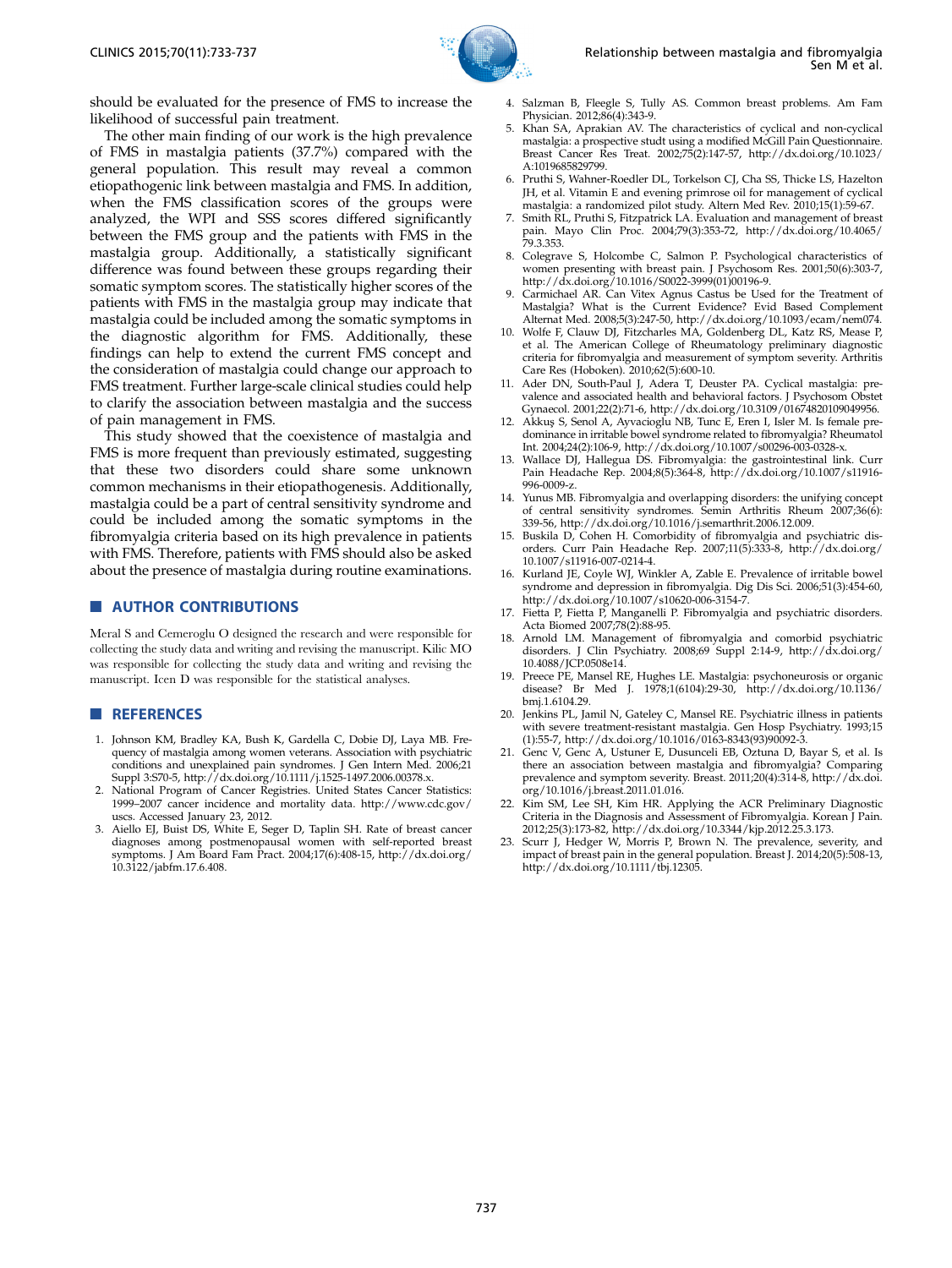should be evaluated for the presence of FMS to increase the likelihood of successful pain treatment.

The other main finding of our work is the high prevalence of FMS in mastalgia patients (37.7%) compared with the general population. This result may reveal a common etiopathogenic link between mastalgia and FMS. In addition, when the FMS classification scores of the groups were analyzed, the WPI and SSS scores differed significantly between the FMS group and the patients with FMS in the mastalgia group. Additionally, a statistically significant difference was found between these groups regarding their somatic symptom scores. The statistically higher scores of the patients with FMS in the mastalgia group may indicate that mastalgia could be included among the somatic symptoms in the diagnostic algorithm for FMS. Additionally, these findings can help to extend the current FMS concept and the consideration of mastalgia could change our approach to FMS treatment. Further large-scale clinical studies could help to clarify the association between mastalgia and the success of pain management in FMS.

This study showed that the coexistence of mastalgia and FMS is more frequent than previously estimated, suggesting that these two disorders could share some unknown common mechanisms in their etiopathogenesis. Additionally, mastalgia could be a part of central sensitivity syndrome and could be included among the somatic symptoms in the fibromyalgia criteria based on its high prevalence in patients with FMS. Therefore, patients with FMS should also be asked about the presence of mastalgia during routine examinations.

## AUTHOR CONTRIBUTIONS

Meral S and Cemeroglu O designed the research and were responsible for collecting the study data and writing and revising the manuscript. Kilic MO was responsible for collecting the study data and writing and revising the manuscript. Icen D was responsible for the statistical analyses.

## REFERENCES

1. Johnson KM, Bradley KA, Bush K, Gardella C, Dobie DJ, Laya MB. Frequency of mastalgia among women veterans. Association with psychiatric conditions and unexplained pain syndromes. J Gen Intern Med. 2006;21 Suppl 3:S70-5, http://dx.doi.org/10.1111/j.1525-1497.2006.00378.x.
2. National Program of Cancer Registries. United States Cancer Statistics: 1999–2007 cancer incidence and mortality data. http://www.cdc.gov/uscs. Accessed January 23, 2012.
3. Aiello EJ, Buist DS, White E, Seger D, Taplin SH. Rate of breast cancer diagnoses among postmenopausal women with self-reported breast symptoms. J Am Board Fam Pract. 2004;17(6):408-15, http://dx.doi.org/10.3122/jabfm.17.6.408.
4. Salzman B, Fleegle S, Tully AS. Common breast problems. Am Fam Physician. 2012;86(4):343-9.
5. Khan SA, Aprakian AV. The characteristics of cyclical and non-cyclical mastalgia: a prospective studt using a modified McGill Pain Questionnaire. Breast Cancer Res Treat. 2002;75(2):147-57, http://dx.doi.org/10.1023/A:1019685829799.
6. Pruthi S, Wahner-Roedler DL, Torkelson CJ, Cha SS, Thicke LS, Hazelton JH, et al. Vitamin E and evening primrose oil for management of cyclical mastalgia: a randomized pilot study. Altern Med Rev. 2010;15(1):59-67.
7. Smith RL, Pruthi S, Fitzpatrick LA. Evaluation and management of breast pain. Mayo Clin Proc. 2004;79(3):353-72, http://dx.doi.org/10.4065/79.3.353.
8. Colegrave S, Holcombe C, Salmon P. Psychological characteristics of women presenting with breast pain. J Psychosom Res. 2001;50(6):303-7, http://dx.doi.org/10.1016/S0022-3999(01)00196-9.
9. Carmichael AR. Can Vitex Agnus Castus be Used for the Treatment of Mastalgia? What is the Current Evidence? Evid Based Complement Alternat Med. 2008;5(3):247-50, http://dx.doi.org/10.1093/ecam/nem074.
10. Wolfe F, Clauw DJ, Fitzcharles MA, Goldenberg DL, Katz RS, Mease P, et al. The American College of Rheumatology preliminary diagnostic criteria for fibromyalgia and measurement of symptom severity. Arthritis Care Res (Hoboken). 2010;62(5):600-10.
11. Ader DN, South-Paul J, Adera T, Deuster PA. Cyclical mastalgia: prevalence and associated health and behavioral factors. J Psychosom Obstet Gynaecol. 2001;22(2):71-6, http://dx.doi.org/10.3109/01674820109049956.
12. Akkuş S, Senol A, Ayvacioglu NB, Tunc E, Eren I, Isler M. Is female predominance in irritable bowel syndrome related to fibromyalgia? Rheumatol Int. 2004;24(2):106-9, http://dx.doi.org/10.1007/s00296-003-0328-x.
13. Wallace DJ, Hallegua DS. Fibromyalgia: the gastrointestinal link. Curr Pain Headache Rep. 2004;8(5):364-8, http://dx.doi.org/10.1007/s11916-996-0009-z.
14. Yunus MB. Fibromyalgia and overlapping disorders: the unifying concept of central sensitivity syndromes. Semin Arthritis Rheum 2007;36(6): 339-56, http://dx.doi.org/10.1016/j.semarthrit.2006.12.009.
15. Buskila D, Cohen H. Comorbidity of fibromyalgia and psychiatric disorders. Curr Pain Headache Rep. 2007;11(5):333-8, http://dx.doi.org/10.1007/s11916-007-0214-4.
16. Kurland JE, Coyle WJ, Winkler A, Zable E. Prevalence of irritable bowel syndrome and depression in fibromyalgia. Dig Dis Sci. 2006;51(3):454-60, http://dx.doi.org/10.1007/s10620-006-3154-7.
17. Fietta P, Fietta P, Manganelli P. Fibromyalgia and psychiatric disorders. Acta Biomed 2007;78(2):88-95.
18. Arnold LM. Management of fibromyalgia and comorbid psychiatric disorders. J Clin Psychiatry. 2008;69 Suppl 2:14-9, http://dx.doi.org/10.4088/JCP.0508e14.
19. Preece PE, Mansel RE, Hughes LE. Mastalgia: psychoneurosis or organic disease? Br Med J. 1978;1(6104):29-30, http://dx.doi.org/10.1136/bmj.1.6104.29.
20. Jenkins PL, Jamil N, Gateley C, Mansel RE. Psychiatric illness in patients with severe treatment-resistant mastalgia. Gen Hosp Psychiatry. 1993;15(1):55-7, http://dx.doi.org/10.1016/0163-8343(93)90092-3.
21. Genc V, Genc A, Ustuner E, Dusunceli EB, Oztuna D, Bayar S, et al. Is there an association between mastalgia and fibromyalgia? Comparing prevalence and symptom severity. Breast. 2011;20(4):314-8, http://dx.doi.org/10.1016/j.breast.2011.01.016.
22. Kim SM, Lee SH, Kim HR. Applying the ACR Preliminary Diagnostic Criteria in the Diagnosis and Assessment of Fibromyalgia. Korean J Pain. 2012;25(3):173-82, http://dx.doi.org/10.3344/kjp.2012.25.3.173.
23. Scurr J, Hedger W, Morris P, Brown N. The prevalence, severity, and impact of breast pain in the general population. Breast J. 2014;20(5):508-13, http://dx.doi.org/10.1111/tbj.12305.